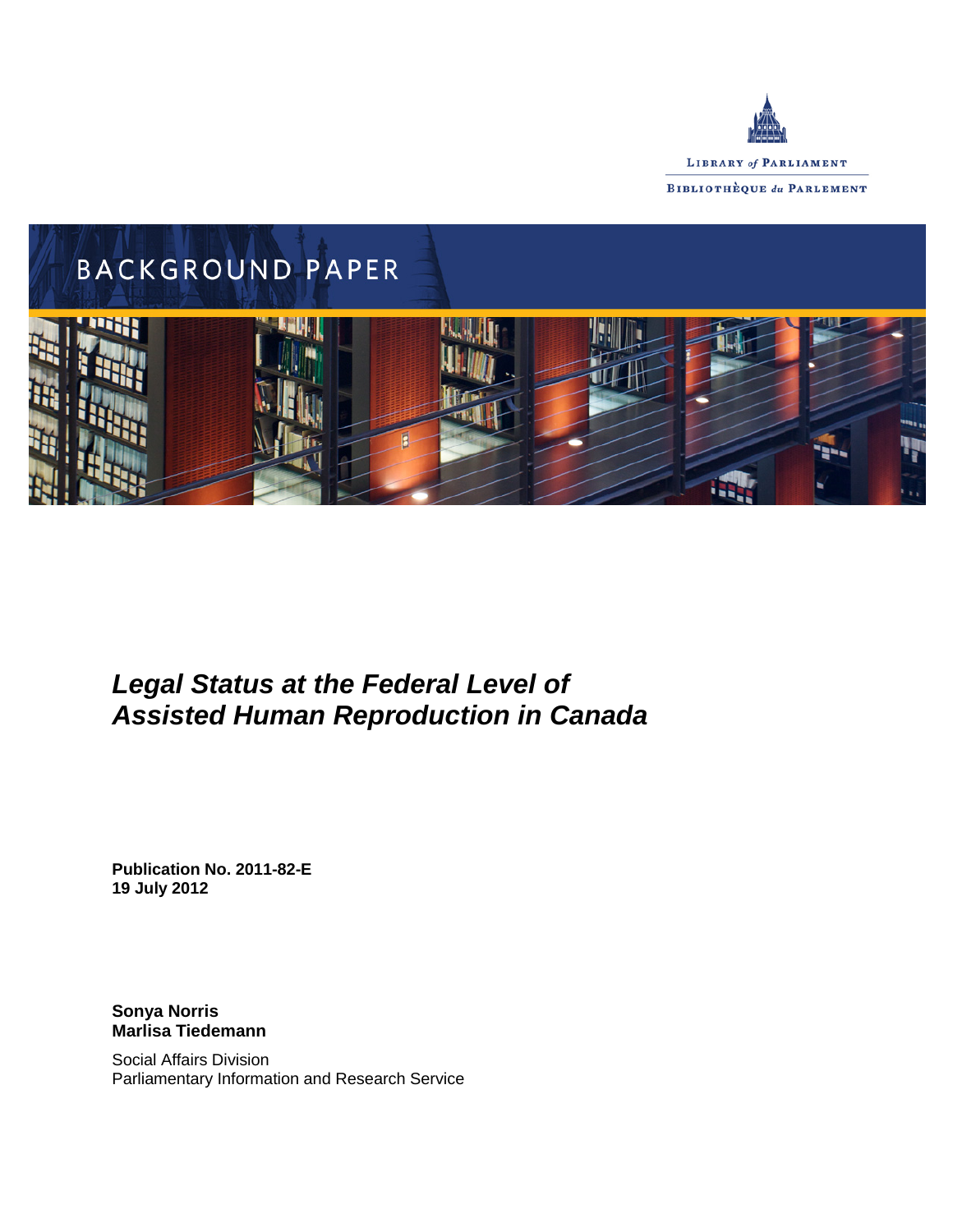LIBRARY *of* PARLIAMENT

BIBLIOTHÈQUE *du* PARLEMENT

BACKGROUND PAPER

# *Legal Status at the Federal Level of Assisted Human Reproduction in Canada*

**Publication No. 2011-82-E**
**19 July 2012**

**Sonya Norris**
**Marlisa Tiedemann**

Social Affairs Division
Parliamentary Information and Research Service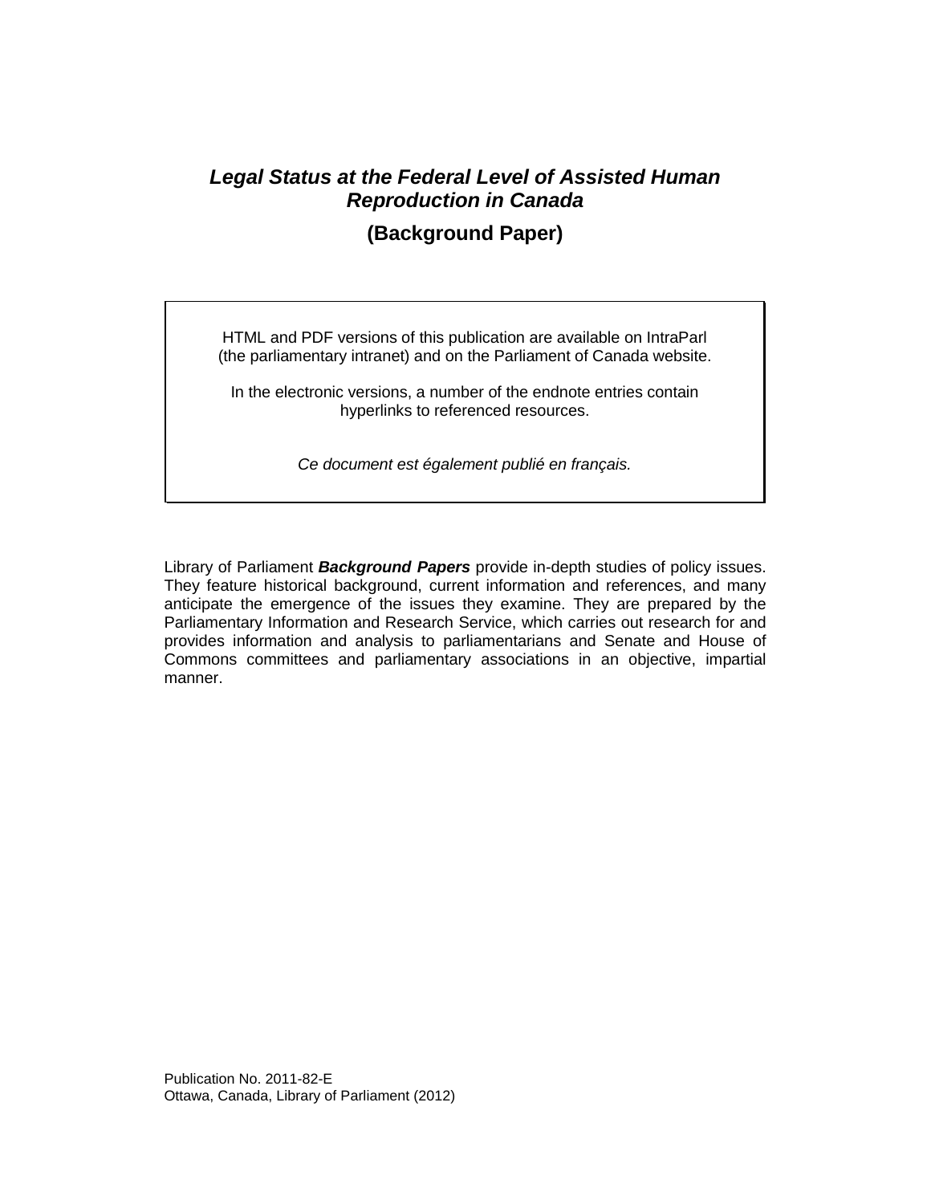# *Legal Status at the Federal Level of Assisted Human Reproduction in Canada*

## (Background Paper)

HTML and PDF versions of this publication are available on IntraParl (the parliamentary intranet) and on the Parliament of Canada website.

In the electronic versions, a number of the endnote entries contain hyperlinks to referenced resources.

*Ce document est également publié en français.*

Library of Parliament ***Background Papers*** provide in-depth studies of policy issues. They feature historical background, current information and references, and many anticipate the emergence of the issues they examine. They are prepared by the Parliamentary Information and Research Service, which carries out research for and provides information and analysis to parliamentarians and Senate and House of Commons committees and parliamentary associations in an objective, impartial manner.

Publication No. 2011-82-E
Ottawa, Canada, Library of Parliament (2012)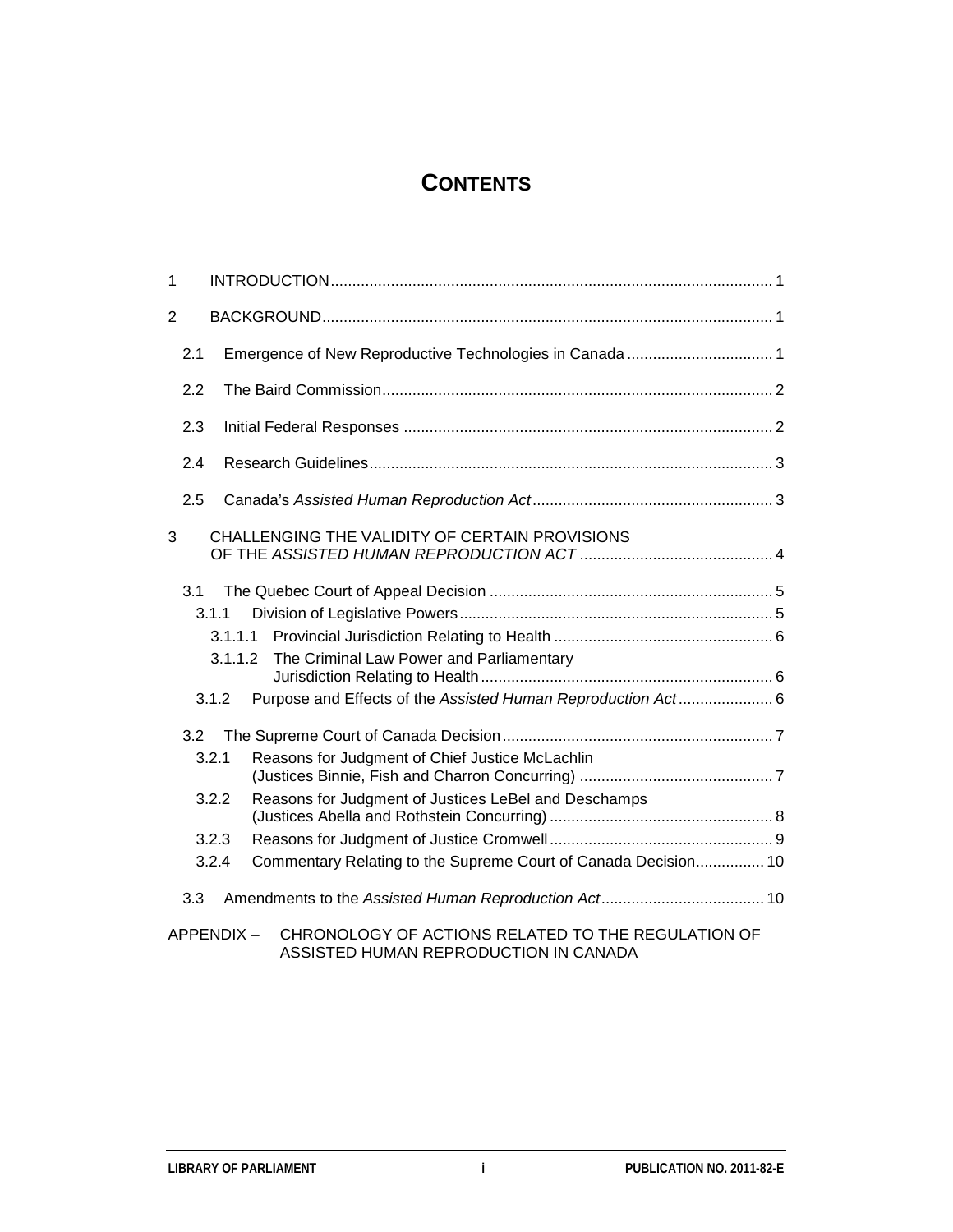# CONTENTS

1 INTRODUCTION ..... 1

2 BACKGROUND ..... 1

- 2.1 Emergence of New Reproductive Technologies in Canada ..... 1
- 2.2 The Baird Commission ..... 2
- 2.3 Initial Federal Responses ..... 2
- 2.4 Research Guidelines ..... 3
- 2.5 Canada's *Assisted Human Reproduction Act* ..... 3

3 CHALLENGING THE VALIDITY OF CERTAIN PROVISIONS OF THE *ASSISTED HUMAN REPRODUCTION ACT* ..... 4

- 3.1 The Quebec Court of Appeal Decision ..... 5
  - 3.1.1 Division of Legislative Powers ..... 5
    - 3.1.1.1 Provincial Jurisdiction Relating to Health ..... 6
    - 3.1.1.2 The Criminal Law Power and Parliamentary Jurisdiction Relating to Health ..... 6
  - 3.1.2 Purpose and Effects of the *Assisted Human Reproduction Act* ..... 6
- 3.2 The Supreme Court of Canada Decision ..... 7
  - 3.2.1 Reasons for Judgment of Chief Justice McLachlin (Justices Binnie, Fish and Charron Concurring) ..... 7
  - 3.2.2 Reasons for Judgment of Justices LeBel and Deschamps (Justices Abella and Rothstein Concurring) ..... 8
  - 3.2.3 Reasons for Judgment of Justice Cromwell ..... 9
  - 3.2.4 Commentary Relating to the Supreme Court of Canada Decision ..... 10
- 3.3 Amendments to the *Assisted Human Reproduction Act* ..... 10

APPENDIX – CHRONOLOGY OF ACTIONS RELATED TO THE REGULATION OF ASSISTED HUMAN REPRODUCTION IN CANADA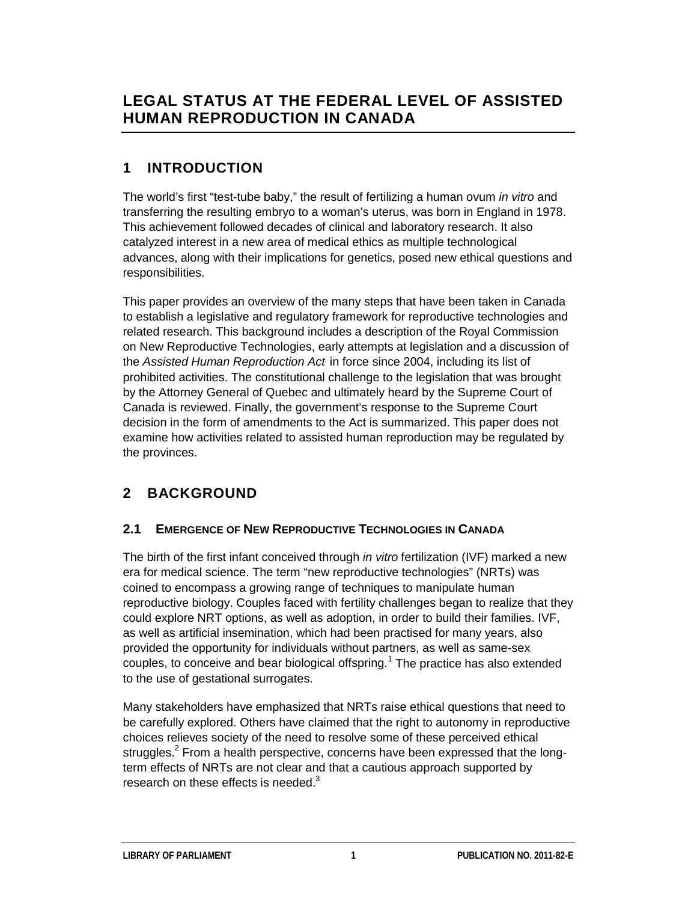# LEGAL STATUS AT THE FEDERAL LEVEL OF ASSISTED HUMAN REPRODUCTION IN CANADA

## 1 INTRODUCTION

The world's first "test-tube baby," the result of fertilizing a human ovum *in vitro* and transferring the resulting embryo to a woman's uterus, was born in England in 1978. This achievement followed decades of clinical and laboratory research. It also catalyzed interest in a new area of medical ethics as multiple technological advances, along with their implications for genetics, posed new ethical questions and responsibilities.

This paper provides an overview of the many steps that have been taken in Canada to establish a legislative and regulatory framework for reproductive technologies and related research. This background includes a description of the Royal Commission on New Reproductive Technologies, early attempts at legislation and a discussion of the *Assisted Human Reproduction Act* in force since 2004, including its list of prohibited activities. The constitutional challenge to the legislation that was brought by the Attorney General of Quebec and ultimately heard by the Supreme Court of Canada is reviewed. Finally, the government's response to the Supreme Court decision in the form of amendments to the Act is summarized. This paper does not examine how activities related to assisted human reproduction may be regulated by the provinces.

## 2 BACKGROUND

### 2.1 EMERGENCE OF NEW REPRODUCTIVE TECHNOLOGIES IN CANADA

The birth of the first infant conceived through *in vitro* fertilization (IVF) marked a new era for medical science. The term "new reproductive technologies" (NRTs) was coined to encompass a growing range of techniques to manipulate human reproductive biology. Couples faced with fertility challenges began to realize that they could explore NRT options, as well as adoption, in order to build their families. IVF, as well as artificial insemination, which had been practised for many years, also provided the opportunity for individuals without partners, as well as same-sex couples, to conceive and bear biological offspring.[1] The practice has also extended to the use of gestational surrogates.

Many stakeholders have emphasized that NRTs raise ethical questions that need to be carefully explored. Others have claimed that the right to autonomy in reproductive choices relieves society of the need to resolve some of these perceived ethical struggles.[2] From a health perspective, concerns have been expressed that the long-term effects of NRTs are not clear and that a cautious approach supported by research on these effects is needed.[3]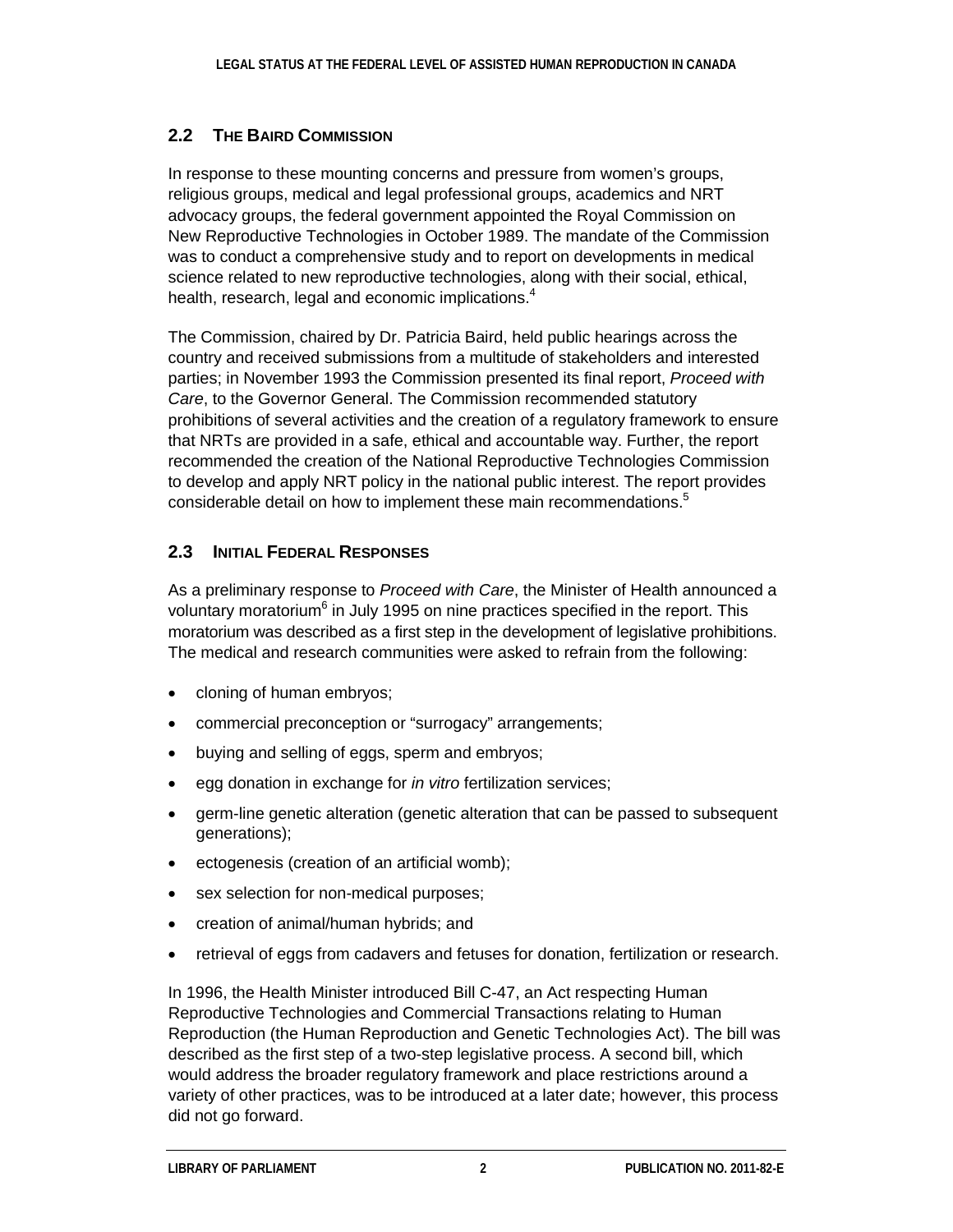## 2.2 THE BAIRD COMMISSION

In response to these mounting concerns and pressure from women's groups, religious groups, medical and legal professional groups, academics and NRT advocacy groups, the federal government appointed the Royal Commission on New Reproductive Technologies in October 1989. The mandate of the Commission was to conduct a comprehensive study and to report on developments in medical science related to new reproductive technologies, along with their social, ethical, health, research, legal and economic implications.[4]

The Commission, chaired by Dr. Patricia Baird, held public hearings across the country and received submissions from a multitude of stakeholders and interested parties; in November 1993 the Commission presented its final report, *Proceed with Care*, to the Governor General. The Commission recommended statutory prohibitions of several activities and the creation of a regulatory framework to ensure that NRTs are provided in a safe, ethical and accountable way. Further, the report recommended the creation of the National Reproductive Technologies Commission to develop and apply NRT policy in the national public interest. The report provides considerable detail on how to implement these main recommendations.[5]

## 2.3 INITIAL FEDERAL RESPONSES

As a preliminary response to *Proceed with Care*, the Minister of Health announced a voluntary moratorium[6] in July 1995 on nine practices specified in the report. This moratorium was described as a first step in the development of legislative prohibitions. The medical and research communities were asked to refrain from the following:

- cloning of human embryos;
- commercial preconception or "surrogacy" arrangements;
- buying and selling of eggs, sperm and embryos;
- egg donation in exchange for *in vitro* fertilization services;
- germ-line genetic alteration (genetic alteration that can be passed to subsequent generations);
- ectogenesis (creation of an artificial womb);
- sex selection for non-medical purposes;
- creation of animal/human hybrids; and
- retrieval of eggs from cadavers and fetuses for donation, fertilization or research.

In 1996, the Health Minister introduced Bill C-47, an Act respecting Human Reproductive Technologies and Commercial Transactions relating to Human Reproduction (the Human Reproduction and Genetic Technologies Act). The bill was described as the first step of a two-step legislative process. A second bill, which would address the broader regulatory framework and place restrictions around a variety of other practices, was to be introduced at a later date; however, this process did not go forward.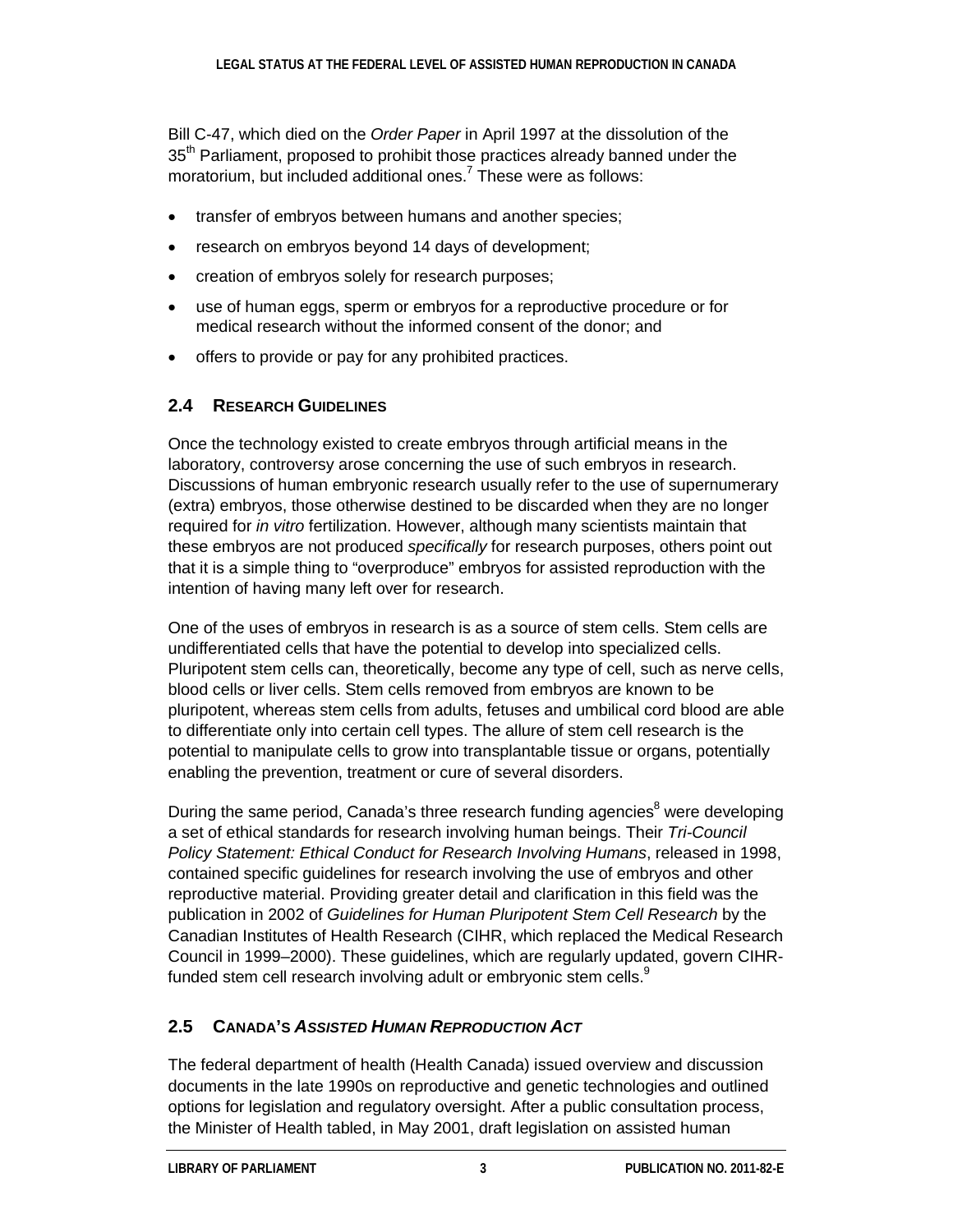Bill C-47, which died on the *Order Paper* in April 1997 at the dissolution of the 35th Parliament, proposed to prohibit those practices already banned under the moratorium, but included additional ones.[7] These were as follows:

- transfer of embryos between humans and another species;
- research on embryos beyond 14 days of development;
- creation of embryos solely for research purposes;
- use of human eggs, sperm or embryos for a reproductive procedure or for medical research without the informed consent of the donor; and
- offers to provide or pay for any prohibited practices.

## 2.4 Research Guidelines

Once the technology existed to create embryos through artificial means in the laboratory, controversy arose concerning the use of such embryos in research. Discussions of human embryonic research usually refer to the use of supernumerary (extra) embryos, those otherwise destined to be discarded when they are no longer required for *in vitro* fertilization. However, although many scientists maintain that these embryos are not produced *specifically* for research purposes, others point out that it is a simple thing to "overproduce" embryos for assisted reproduction with the intention of having many left over for research.

One of the uses of embryos in research is as a source of stem cells. Stem cells are undifferentiated cells that have the potential to develop into specialized cells. Pluripotent stem cells can, theoretically, become any type of cell, such as nerve cells, blood cells or liver cells. Stem cells removed from embryos are known to be pluripotent, whereas stem cells from adults, fetuses and umbilical cord blood are able to differentiate only into certain cell types. The allure of stem cell research is the potential to manipulate cells to grow into transplantable tissue or organs, potentially enabling the prevention, treatment or cure of several disorders.

During the same period, Canada's three research funding agencies[8] were developing a set of ethical standards for research involving human beings. Their *Tri-Council Policy Statement: Ethical Conduct for Research Involving Humans*, released in 1998, contained specific guidelines for research involving the use of embryos and other reproductive material. Providing greater detail and clarification in this field was the publication in 2002 of *Guidelines for Human Pluripotent Stem Cell Research* by the Canadian Institutes of Health Research (CIHR, which replaced the Medical Research Council in 1999–2000). These guidelines, which are regularly updated, govern CIHR-funded stem cell research involving adult or embryonic stem cells.[9]

## 2.5 Canada's *Assisted Human Reproduction Act*

The federal department of health (Health Canada) issued overview and discussion documents in the late 1990s on reproductive and genetic technologies and outlined options for legislation and regulatory oversight. After a public consultation process, the Minister of Health tabled, in May 2001, draft legislation on assisted human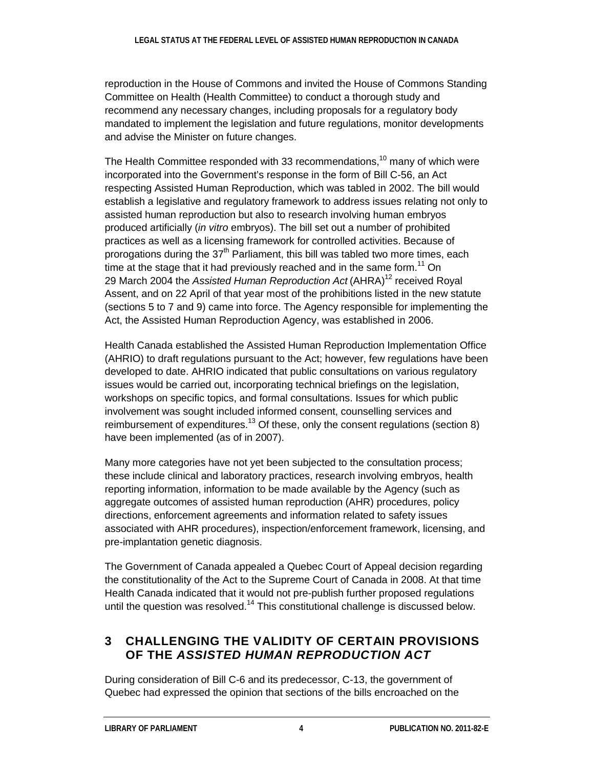reproduction in the House of Commons and invited the House of Commons Standing Committee on Health (Health Committee) to conduct a thorough study and recommend any necessary changes, including proposals for a regulatory body mandated to implement the legislation and future regulations, monitor developments and advise the Minister on future changes.

The Health Committee responded with 33 recommendations,[10] many of which were incorporated into the Government's response in the form of Bill C-56, an Act respecting Assisted Human Reproduction, which was tabled in 2002. The bill would establish a legislative and regulatory framework to address issues relating not only to assisted human reproduction but also to research involving human embryos produced artificially (*in vitro* embryos). The bill set out a number of prohibited practices as well as a licensing framework for controlled activities. Because of prorogations during the 37th Parliament, this bill was tabled two more times, each time at the stage that it had previously reached and in the same form.[11] On 29 March 2004 the *Assisted Human Reproduction Act* (AHRA)[12] received Royal Assent, and on 22 April of that year most of the prohibitions listed in the new statute (sections 5 to 7 and 9) came into force. The Agency responsible for implementing the Act, the Assisted Human Reproduction Agency, was established in 2006.

Health Canada established the Assisted Human Reproduction Implementation Office (AHRIO) to draft regulations pursuant to the Act; however, few regulations have been developed to date. AHRIO indicated that public consultations on various regulatory issues would be carried out, incorporating technical briefings on the legislation, workshops on specific topics, and formal consultations. Issues for which public involvement was sought included informed consent, counselling services and reimbursement of expenditures.[13] Of these, only the consent regulations (section 8) have been implemented (as of in 2007).

Many more categories have not yet been subjected to the consultation process; these include clinical and laboratory practices, research involving embryos, health reporting information, information to be made available by the Agency (such as aggregate outcomes of assisted human reproduction (AHR) procedures, policy directions, enforcement agreements and information related to safety issues associated with AHR procedures), inspection/enforcement framework, licensing, and pre-implantation genetic diagnosis.

The Government of Canada appealed a Quebec Court of Appeal decision regarding the constitutionality of the Act to the Supreme Court of Canada in 2008. At that time Health Canada indicated that it would not pre-publish further proposed regulations until the question was resolved.[14] This constitutional challenge is discussed below.

## 3 CHALLENGING THE VALIDITY OF CERTAIN PROVISIONS OF THE *ASSISTED HUMAN REPRODUCTION ACT*

During consideration of Bill C-6 and its predecessor, C-13, the government of Quebec had expressed the opinion that sections of the bills encroached on the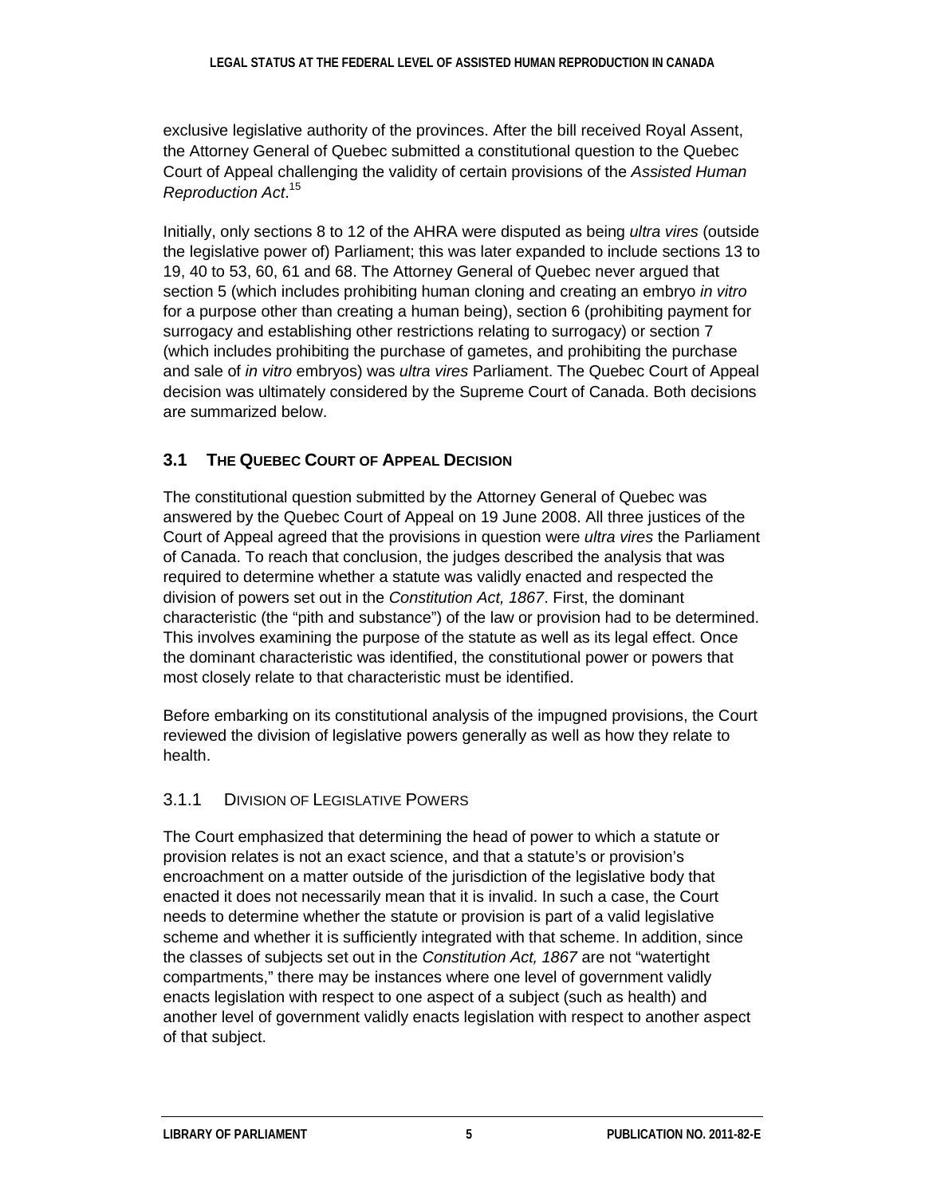exclusive legislative authority of the provinces. After the bill received Royal Assent, the Attorney General of Quebec submitted a constitutional question to the Quebec Court of Appeal challenging the validity of certain provisions of the *Assisted Human Reproduction Act*.[15]

Initially, only sections 8 to 12 of the AHRA were disputed as being *ultra vires* (outside the legislative power of) Parliament; this was later expanded to include sections 13 to 19, 40 to 53, 60, 61 and 68. The Attorney General of Quebec never argued that section 5 (which includes prohibiting human cloning and creating an embryo *in vitro* for a purpose other than creating a human being), section 6 (prohibiting payment for surrogacy and establishing other restrictions relating to surrogacy) or section 7 (which includes prohibiting the purchase of gametes, and prohibiting the purchase and sale of *in vitro* embryos) was *ultra vires* Parliament. The Quebec Court of Appeal decision was ultimately considered by the Supreme Court of Canada. Both decisions are summarized below.

## 3.1 The Quebec Court of Appeal Decision

The constitutional question submitted by the Attorney General of Quebec was answered by the Quebec Court of Appeal on 19 June 2008. All three justices of the Court of Appeal agreed that the provisions in question were *ultra vires* the Parliament of Canada. To reach that conclusion, the judges described the analysis that was required to determine whether a statute was validly enacted and respected the division of powers set out in the *Constitution Act, 1867*. First, the dominant characteristic (the "pith and substance") of the law or provision had to be determined. This involves examining the purpose of the statute as well as its legal effect. Once the dominant characteristic was identified, the constitutional power or powers that most closely relate to that characteristic must be identified.

Before embarking on its constitutional analysis of the impugned provisions, the Court reviewed the division of legislative powers generally as well as how they relate to health.

### 3.1.1 Division of Legislative Powers

The Court emphasized that determining the head of power to which a statute or provision relates is not an exact science, and that a statute's or provision's encroachment on a matter outside of the jurisdiction of the legislative body that enacted it does not necessarily mean that it is invalid. In such a case, the Court needs to determine whether the statute or provision is part of a valid legislative scheme and whether it is sufficiently integrated with that scheme. In addition, since the classes of subjects set out in the *Constitution Act, 1867* are not "watertight compartments," there may be instances where one level of government validly enacts legislation with respect to one aspect of a subject (such as health) and another level of government validly enacts legislation with respect to another aspect of that subject.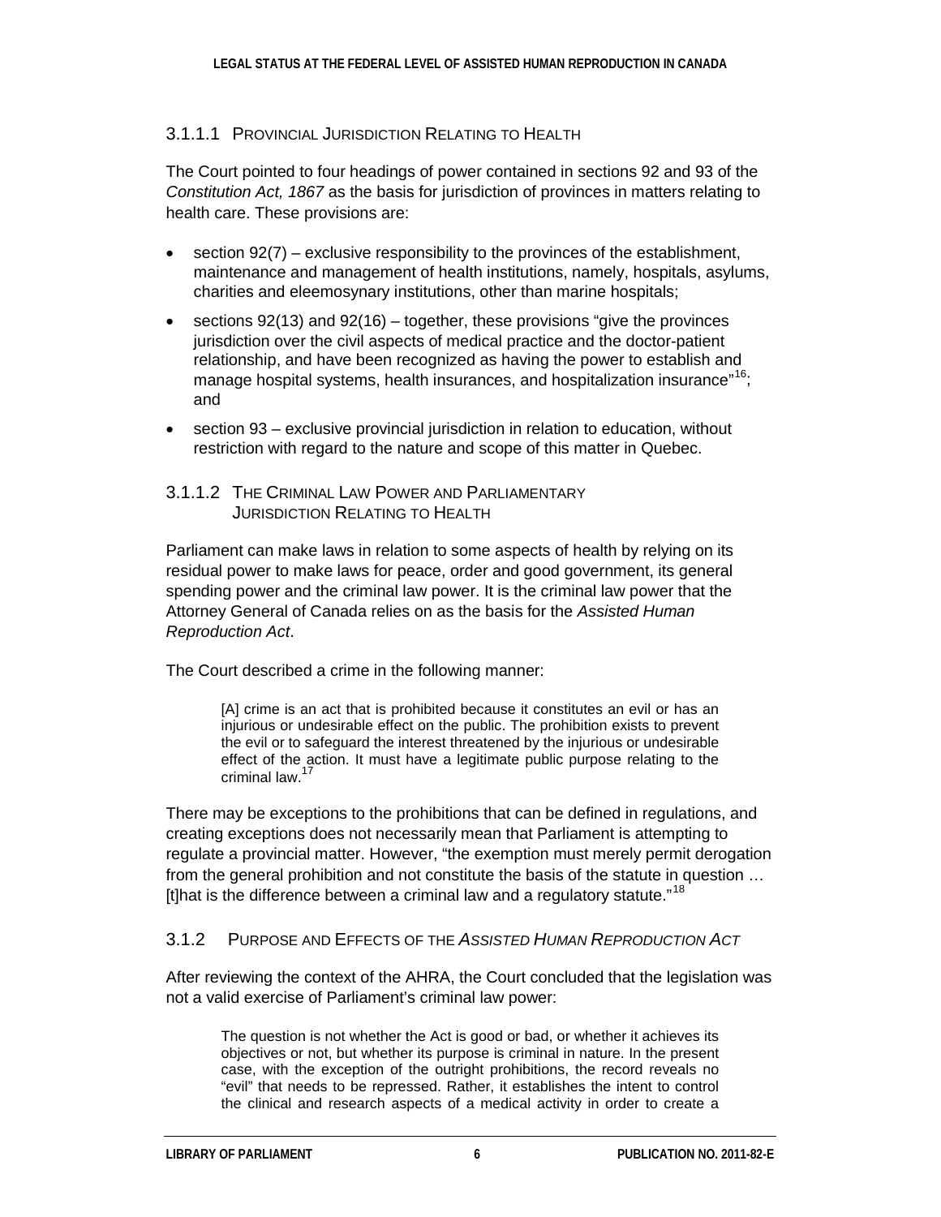#### 3.1.1.1 Provincial Jurisdiction Relating to Health

The Court pointed to four headings of power contained in sections 92 and 93 of the *Constitution Act, 1867* as the basis for jurisdiction of provinces in matters relating to health care. These provisions are:

- section 92(7) – exclusive responsibility to the provinces of the establishment, maintenance and management of health institutions, namely, hospitals, asylums, charities and eleemosynary institutions, other than marine hospitals;
- sections 92(13) and 92(16) – together, these provisions "give the provinces jurisdiction over the civil aspects of medical practice and the doctor-patient relationship, and have been recognized as having the power to establish and manage hospital systems, health insurances, and hospitalization insurance"[16]; and
- section 93 – exclusive provincial jurisdiction in relation to education, without restriction with regard to the nature and scope of this matter in Quebec.

#### 3.1.1.2 The Criminal Law Power and Parliamentary Jurisdiction Relating to Health

Parliament can make laws in relation to some aspects of health by relying on its residual power to make laws for peace, order and good government, its general spending power and the criminal law power. It is the criminal law power that the Attorney General of Canada relies on as the basis for the *Assisted Human Reproduction Act*.

The Court described a crime in the following manner:

> [A] crime is an act that is prohibited because it constitutes an evil or has an injurious or undesirable effect on the public. The prohibition exists to prevent the evil or to safeguard the interest threatened by the injurious or undesirable effect of the action. It must have a legitimate public purpose relating to the criminal law.[17]

There may be exceptions to the prohibitions that can be defined in regulations, and creating exceptions does not necessarily mean that Parliament is attempting to regulate a provincial matter. However, "the exemption must merely permit derogation from the general prohibition and not constitute the basis of the statute in question … [t]hat is the difference between a criminal law and a regulatory statute."[18]

### 3.1.2 Purpose and Effects of the *Assisted Human Reproduction Act*

After reviewing the context of the AHRA, the Court concluded that the legislation was not a valid exercise of Parliament's criminal law power:

> The question is not whether the Act is good or bad, or whether it achieves its objectives or not, but whether its purpose is criminal in nature. In the present case, with the exception of the outright prohibitions, the record reveals no "evil" that needs to be repressed. Rather, it establishes the intent to control the clinical and research aspects of a medical activity in order to create a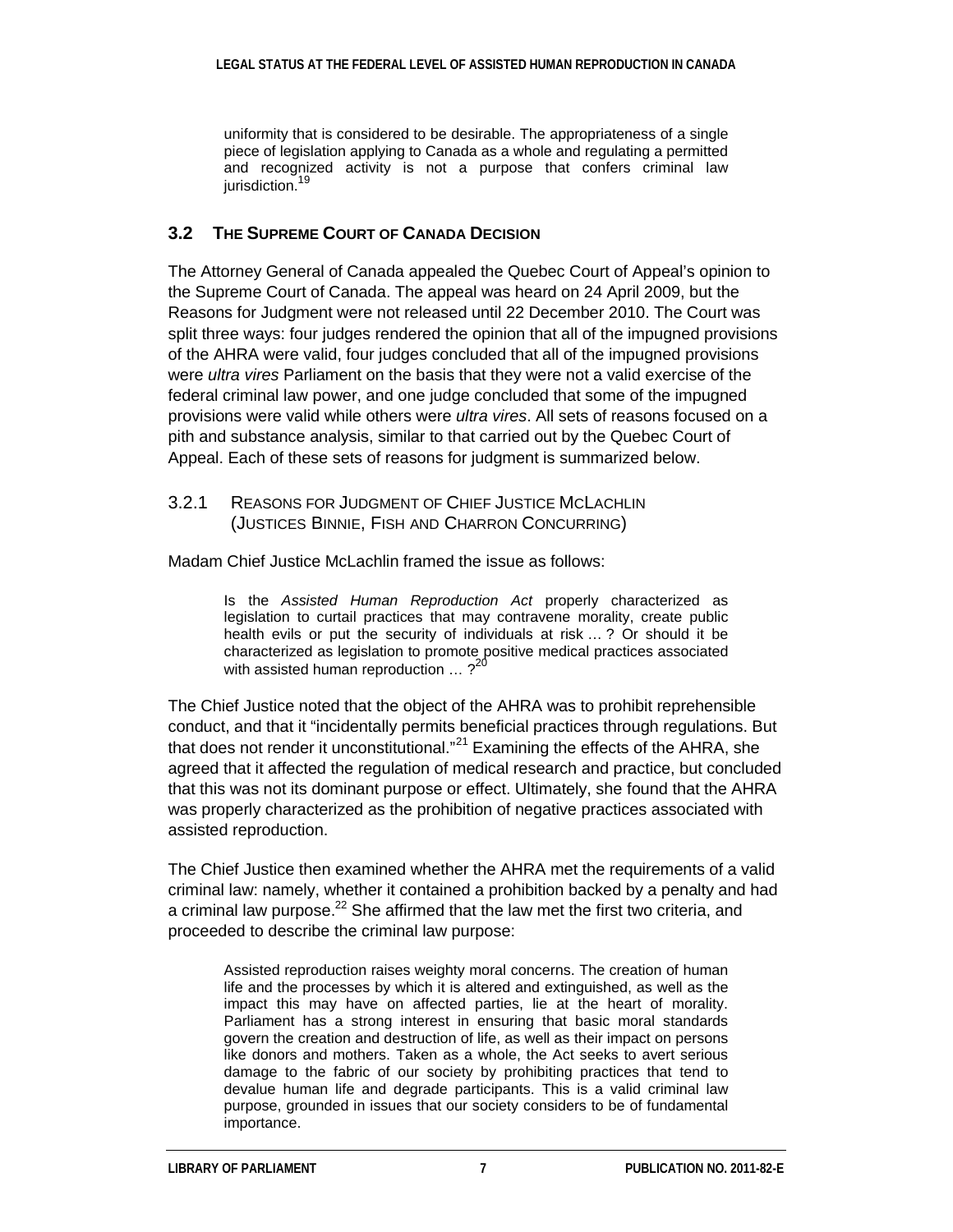> uniformity that is considered to be desirable. The appropriateness of a single piece of legislation applying to Canada as a whole and regulating a permitted and recognized activity is not a purpose that confers criminal law jurisdiction.[19]

## 3.2 The Supreme Court of Canada Decision

The Attorney General of Canada appealed the Quebec Court of Appeal's opinion to the Supreme Court of Canada. The appeal was heard on 24 April 2009, but the Reasons for Judgment were not released until 22 December 2010. The Court was split three ways: four judges rendered the opinion that all of the impugned provisions of the AHRA were valid, four judges concluded that all of the impugned provisions were *ultra vires* Parliament on the basis that they were not a valid exercise of the federal criminal law power, and one judge concluded that some of the impugned provisions were valid while others were *ultra vires*. All sets of reasons focused on a pith and substance analysis, similar to that carried out by the Quebec Court of Appeal. Each of these sets of reasons for judgment is summarized below.

### 3.2.1 Reasons for Judgment of Chief Justice McLachlin (Justices Binnie, Fish and Charron Concurring)

Madam Chief Justice McLachlin framed the issue as follows:

> Is the *Assisted Human Reproduction Act* properly characterized as legislation to curtail practices that may contravene morality, create public health evils or put the security of individuals at risk … ? Or should it be characterized as legislation to promote positive medical practices associated with assisted human reproduction … ?[20]

The Chief Justice noted that the object of the AHRA was to prohibit reprehensible conduct, and that it "incidentally permits beneficial practices through regulations. But that does not render it unconstitutional."[21] Examining the effects of the AHRA, she agreed that it affected the regulation of medical research and practice, but concluded that this was not its dominant purpose or effect. Ultimately, she found that the AHRA was properly characterized as the prohibition of negative practices associated with assisted reproduction.

The Chief Justice then examined whether the AHRA met the requirements of a valid criminal law: namely, whether it contained a prohibition backed by a penalty and had a criminal law purpose.[22] She affirmed that the law met the first two criteria, and proceeded to describe the criminal law purpose:

> Assisted reproduction raises weighty moral concerns. The creation of human life and the processes by which it is altered and extinguished, as well as the impact this may have on affected parties, lie at the heart of morality. Parliament has a strong interest in ensuring that basic moral standards govern the creation and destruction of life, as well as their impact on persons like donors and mothers. Taken as a whole, the Act seeks to avert serious damage to the fabric of our society by prohibiting practices that tend to devalue human life and degrade participants. This is a valid criminal law purpose, grounded in issues that our society considers to be of fundamental importance.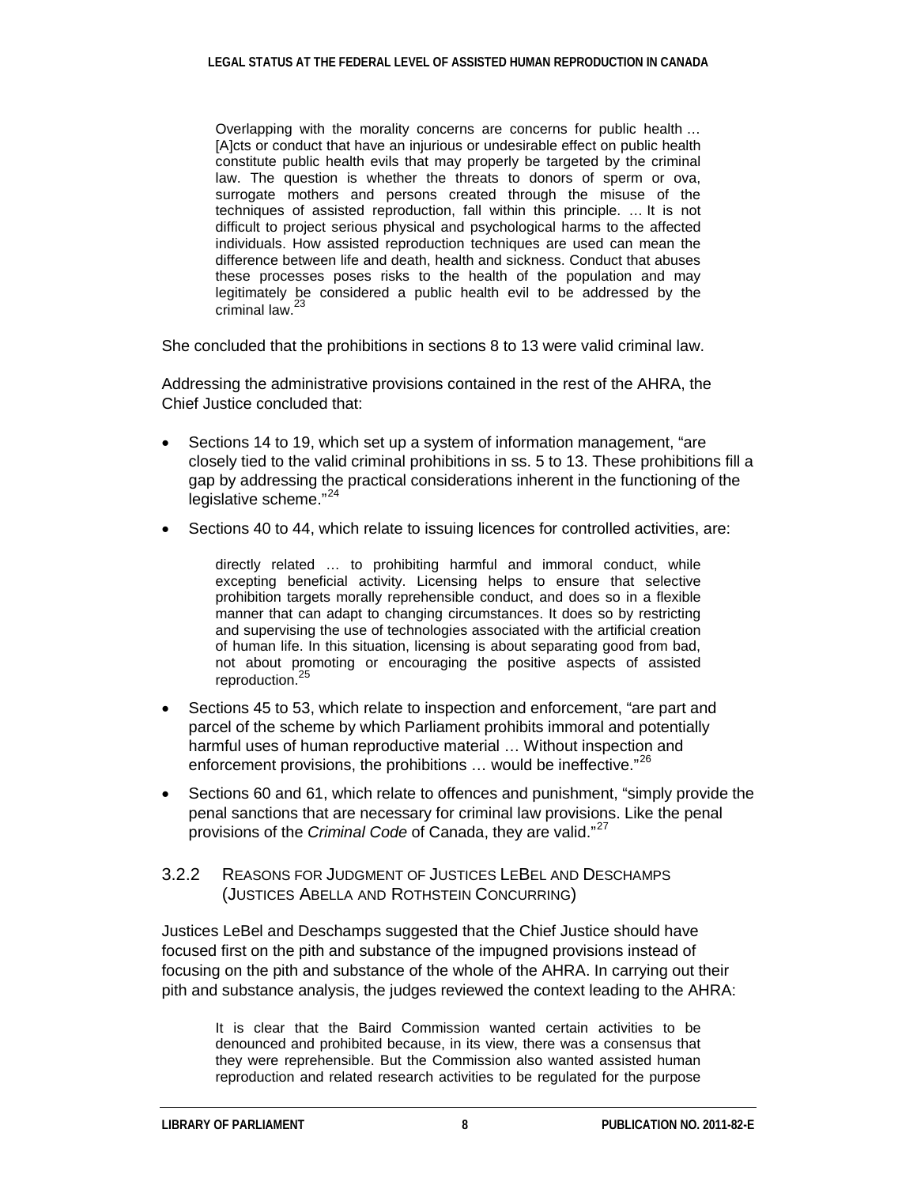> Overlapping with the morality concerns are concerns for public health … [A]cts or conduct that have an injurious or undesirable effect on public health constitute public health evils that may properly be targeted by the criminal law. The question is whether the threats to donors of sperm or ova, surrogate mothers and persons created through the misuse of the techniques of assisted reproduction, fall within this principle. … It is not difficult to project serious physical and psychological harms to the affected individuals. How assisted reproduction techniques are used can mean the difference between life and death, health and sickness. Conduct that abuses these processes poses risks to the health of the population and may legitimately be considered a public health evil to be addressed by the criminal law.[23]

She concluded that the prohibitions in sections 8 to 13 were valid criminal law.

Addressing the administrative provisions contained in the rest of the AHRA, the Chief Justice concluded that:

- Sections 14 to 19, which set up a system of information management, "are closely tied to the valid criminal prohibitions in ss. 5 to 13. These prohibitions fill a gap by addressing the practical considerations inherent in the functioning of the legislative scheme."[24]
- Sections 40 to 44, which relate to issuing licences for controlled activities, are:

  > directly related … to prohibiting harmful and immoral conduct, while excepting beneficial activity. Licensing helps to ensure that selective prohibition targets morally reprehensible conduct, and does so in a flexible manner that can adapt to changing circumstances. It does so by restricting and supervising the use of technologies associated with the artificial creation of human life. In this situation, licensing is about separating good from bad, not about promoting or encouraging the positive aspects of assisted reproduction.[25]

- Sections 45 to 53, which relate to inspection and enforcement, "are part and parcel of the scheme by which Parliament prohibits immoral and potentially harmful uses of human reproductive material … Without inspection and enforcement provisions, the prohibitions … would be ineffective."[26]
- Sections 60 and 61, which relate to offences and punishment, "simply provide the penal sanctions that are necessary for criminal law provisions. Like the penal provisions of the *Criminal Code* of Canada, they are valid."[27]

### 3.2.2 Reasons for Judgment of Justices LeBel and Deschamps (Justices Abella and Rothstein Concurring)

Justices LeBel and Deschamps suggested that the Chief Justice should have focused first on the pith and substance of the impugned provisions instead of focusing on the pith and substance of the whole of the AHRA. In carrying out their pith and substance analysis, the judges reviewed the context leading to the AHRA:

> It is clear that the Baird Commission wanted certain activities to be denounced and prohibited because, in its view, there was a consensus that they were reprehensible. But the Commission also wanted assisted human reproduction and related research activities to be regulated for the purpose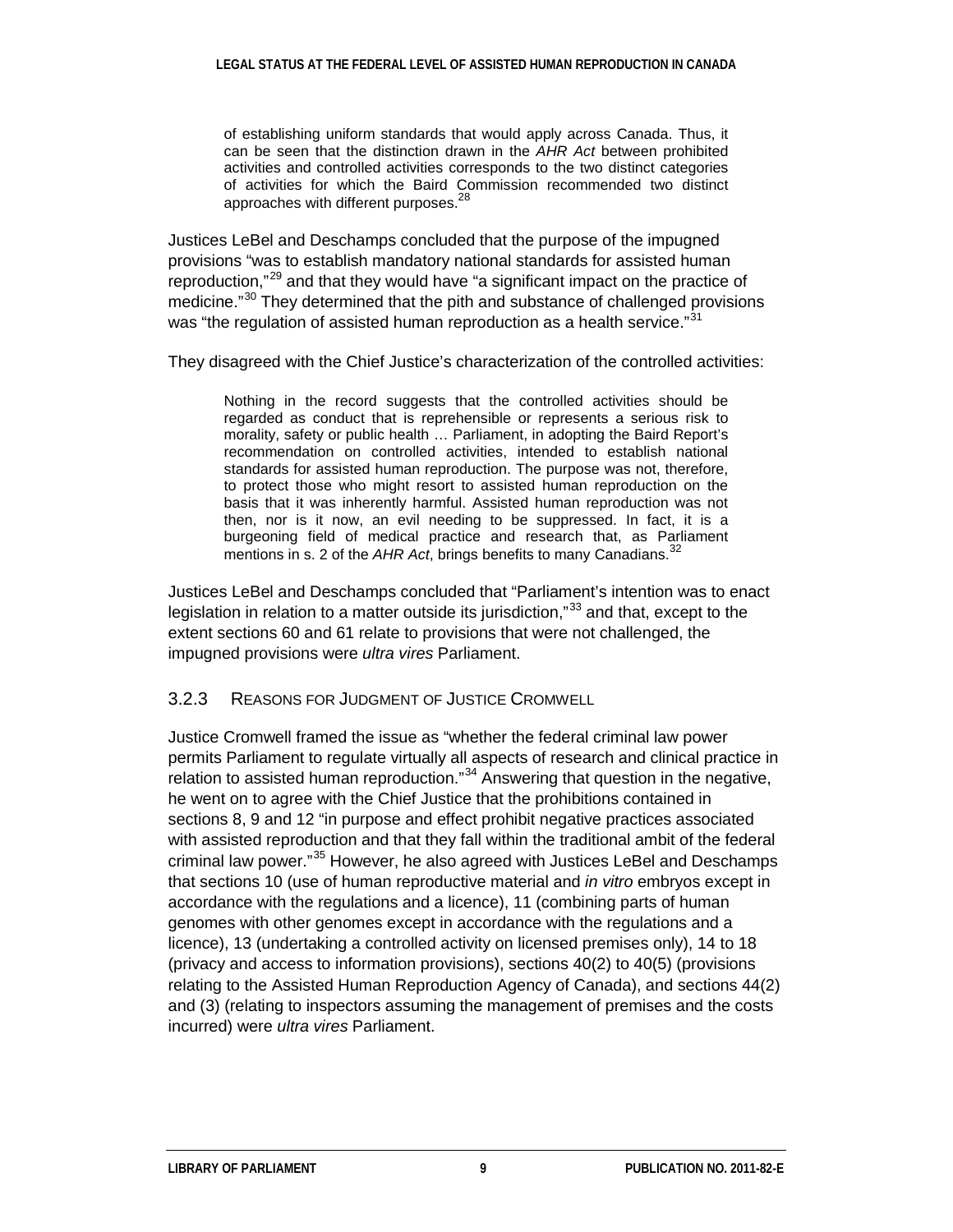> of establishing uniform standards that would apply across Canada. Thus, it can be seen that the distinction drawn in the *AHR Act* between prohibited activities and controlled activities corresponds to the two distinct categories of activities for which the Baird Commission recommended two distinct approaches with different purposes.[28]

Justices LeBel and Deschamps concluded that the purpose of the impugned provisions "was to establish mandatory national standards for assisted human reproduction,"[29] and that they would have "a significant impact on the practice of medicine."[30] They determined that the pith and substance of challenged provisions was "the regulation of assisted human reproduction as a health service."[31]

They disagreed with the Chief Justice's characterization of the controlled activities:

> Nothing in the record suggests that the controlled activities should be regarded as conduct that is reprehensible or represents a serious risk to morality, safety or public health … Parliament, in adopting the Baird Report's recommendation on controlled activities, intended to establish national standards for assisted human reproduction. The purpose was not, therefore, to protect those who might resort to assisted human reproduction on the basis that it was inherently harmful. Assisted human reproduction was not then, nor is it now, an evil needing to be suppressed. In fact, it is a burgeoning field of medical practice and research that, as Parliament mentions in s. 2 of the *AHR Act*, brings benefits to many Canadians.[32]

Justices LeBel and Deschamps concluded that "Parliament's intention was to enact legislation in relation to a matter outside its jurisdiction,"[33] and that, except to the extent sections 60 and 61 relate to provisions that were not challenged, the impugned provisions were *ultra vires* Parliament.

### 3.2.3 Reasons for Judgment of Justice Cromwell

Justice Cromwell framed the issue as "whether the federal criminal law power permits Parliament to regulate virtually all aspects of research and clinical practice in relation to assisted human reproduction."[34] Answering that question in the negative, he went on to agree with the Chief Justice that the prohibitions contained in sections 8, 9 and 12 "in purpose and effect prohibit negative practices associated with assisted reproduction and that they fall within the traditional ambit of the federal criminal law power."[35] However, he also agreed with Justices LeBel and Deschamps that sections 10 (use of human reproductive material and *in vitro* embryos except in accordance with the regulations and a licence), 11 (combining parts of human genomes with other genomes except in accordance with the regulations and a licence), 13 (undertaking a controlled activity on licensed premises only), 14 to 18 (privacy and access to information provisions), sections 40(2) to 40(5) (provisions relating to the Assisted Human Reproduction Agency of Canada), and sections 44(2) and (3) (relating to inspectors assuming the management of premises and the costs incurred) were *ultra vires* Parliament.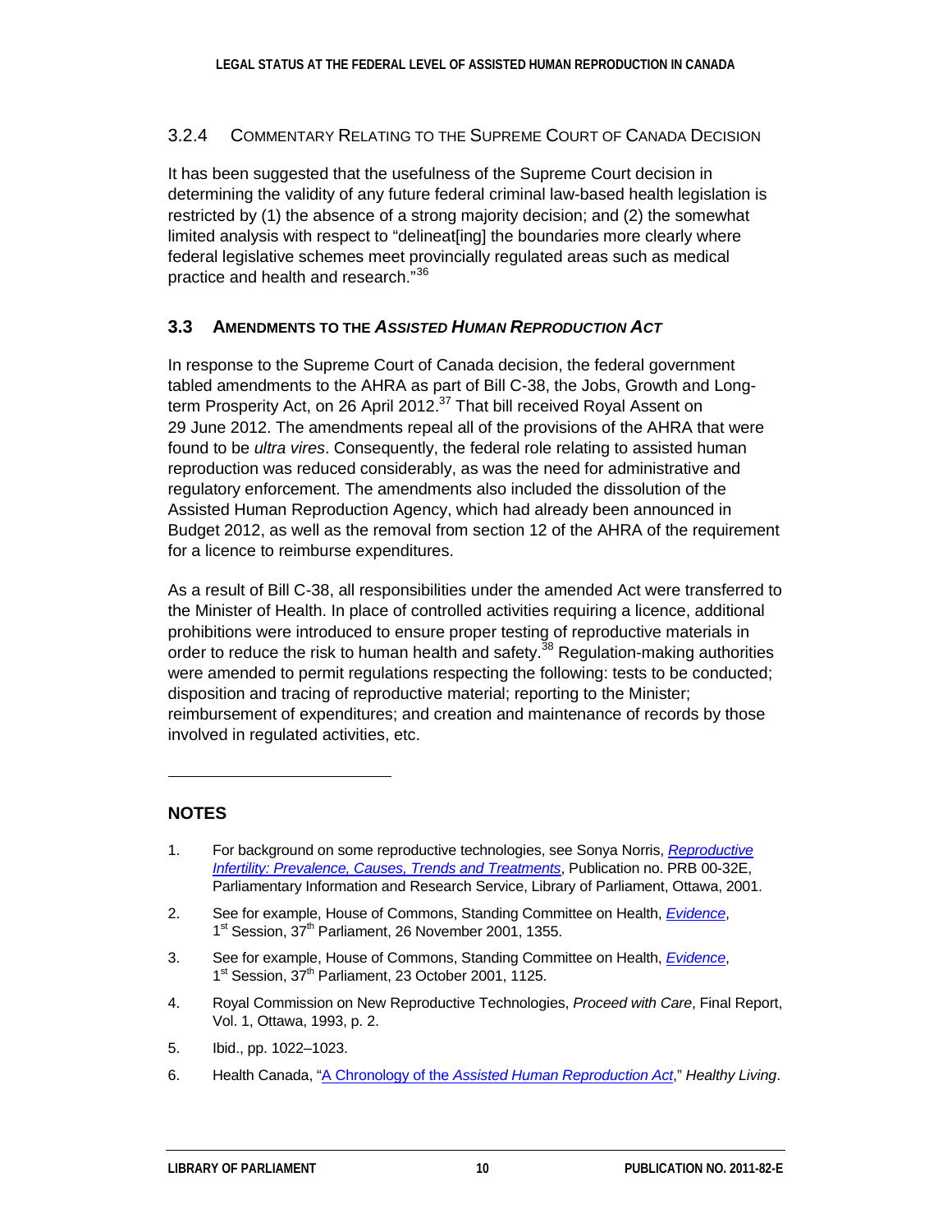#### 3.2.4 Commentary Relating to the Supreme Court of Canada Decision

It has been suggested that the usefulness of the Supreme Court decision in determining the validity of any future federal criminal law-based health legislation is restricted by (1) the absence of a strong majority decision; and (2) the somewhat limited analysis with respect to "delineat[ing] the boundaries more clearly where federal legislative schemes meet provincially regulated areas such as medical practice and health and research."[36]

### 3.3 Amendments to the *Assisted Human Reproduction Act*

In response to the Supreme Court of Canada decision, the federal government tabled amendments to the AHRA as part of Bill C-38, the Jobs, Growth and Long-term Prosperity Act, on 26 April 2012.[37] That bill received Royal Assent on 29 June 2012. The amendments repeal all of the provisions of the AHRA that were found to be *ultra vires*. Consequently, the federal role relating to assisted human reproduction was reduced considerably, as was the need for administrative and regulatory enforcement. The amendments also included the dissolution of the Assisted Human Reproduction Agency, which had already been announced in Budget 2012, as well as the removal from section 12 of the AHRA of the requirement for a licence to reimburse expenditures.

As a result of Bill C-38, all responsibilities under the amended Act were transferred to the Minister of Health. In place of controlled activities requiring a licence, additional prohibitions were introduced to ensure proper testing of reproductive materials in order to reduce the risk to human health and safety.[38] Regulation-making authorities were amended to permit regulations respecting the following: tests to be conducted; disposition and tracing of reproductive material; reporting to the Minister; reimbursement of expenditures; and creation and maintenance of records by those involved in regulated activities, etc.

---

## NOTES

1. For background on some reproductive technologies, see Sonya Norris, *Reproductive Infertility: Prevalence, Causes, Trends and Treatments*, Publication no. PRB 00-32E, Parliamentary Information and Research Service, Library of Parliament, Ottawa, 2001.
2. See for example, House of Commons, Standing Committee on Health, *Evidence*, 1st Session, 37th Parliament, 26 November 2001, 1355.
3. See for example, House of Commons, Standing Committee on Health, *Evidence*, 1st Session, 37th Parliament, 23 October 2001, 1125.
4. Royal Commission on New Reproductive Technologies, *Proceed with Care*, Final Report, Vol. 1, Ottawa, 1993, p. 2.
5. Ibid., pp. 1022–1023.
6. Health Canada, "A Chronology of the *Assisted Human Reproduction Act*," *Healthy Living*.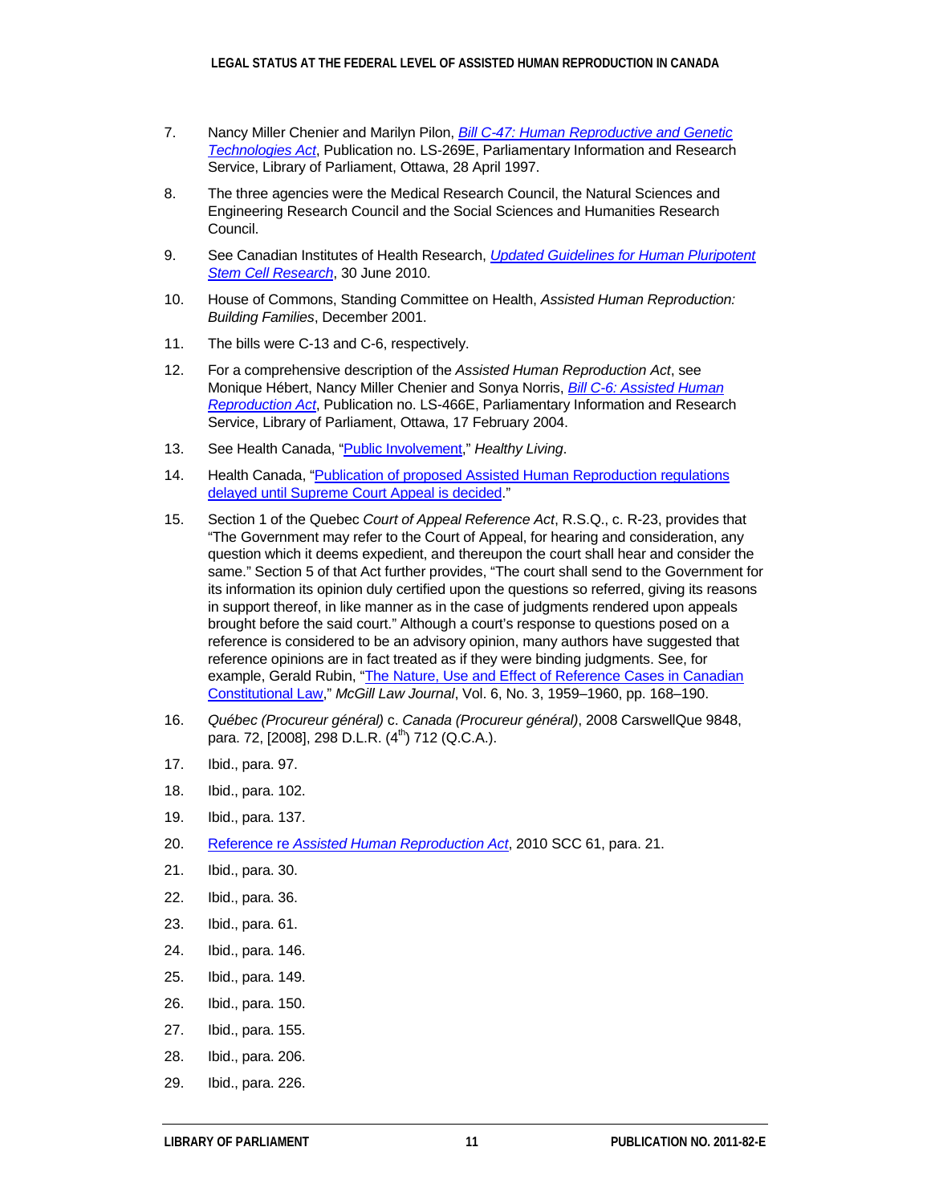7. Nancy Miller Chenier and Marilyn Pilon, *Bill C-47: Human Reproductive and Genetic Technologies Act*, Publication no. LS-269E, Parliamentary Information and Research Service, Library of Parliament, Ottawa, 28 April 1997.

8. The three agencies were the Medical Research Council, the Natural Sciences and Engineering Research Council and the Social Sciences and Humanities Research Council.

9. See Canadian Institutes of Health Research, *Updated Guidelines for Human Pluripotent Stem Cell Research*, 30 June 2010.

10. House of Commons, Standing Committee on Health, *Assisted Human Reproduction: Building Families*, December 2001.

11. The bills were C-13 and C-6, respectively.

12. For a comprehensive description of the *Assisted Human Reproduction Act*, see Monique Hébert, Nancy Miller Chenier and Sonya Norris, *Bill C-6: Assisted Human Reproduction Act*, Publication no. LS-466E, Parliamentary Information and Research Service, Library of Parliament, Ottawa, 17 February 2004.

13. See Health Canada, "Public Involvement," *Healthy Living*.

14. Health Canada, "Publication of proposed Assisted Human Reproduction regulations delayed until Supreme Court Appeal is decided."

15. Section 1 of the Quebec *Court of Appeal Reference Act*, R.S.Q., c. R-23, provides that "The Government may refer to the Court of Appeal, for hearing and consideration, any question which it deems expedient, and thereupon the court shall hear and consider the same." Section 5 of that Act further provides, "The court shall send to the Government for its information its opinion duly certified upon the questions so referred, giving its reasons in support thereof, in like manner as in the case of judgments rendered upon appeals brought before the said court." Although a court's response to questions posed on a reference is considered to be an advisory opinion, many authors have suggested that reference opinions are in fact treated as if they were binding judgments. See, for example, Gerald Rubin, "The Nature, Use and Effect of Reference Cases in Canadian Constitutional Law," *McGill Law Journal*, Vol. 6, No. 3, 1959–1960, pp. 168–190.

16. *Québec (Procureur général)* c. *Canada (Procureur général)*, 2008 CarswellQue 9848, para. 72, [2008], 298 D.L.R. (4th) 712 (Q.C.A.).

17. Ibid., para. 97.

18. Ibid., para. 102.

19. Ibid., para. 137.

20. Reference re *Assisted Human Reproduction Act*, 2010 SCC 61, para. 21.

21. Ibid., para. 30.

22. Ibid., para. 36.

23. Ibid., para. 61.

24. Ibid., para. 146.

25. Ibid., para. 149.

26. Ibid., para. 150.

27. Ibid., para. 155.

28. Ibid., para. 206.

29. Ibid., para. 226.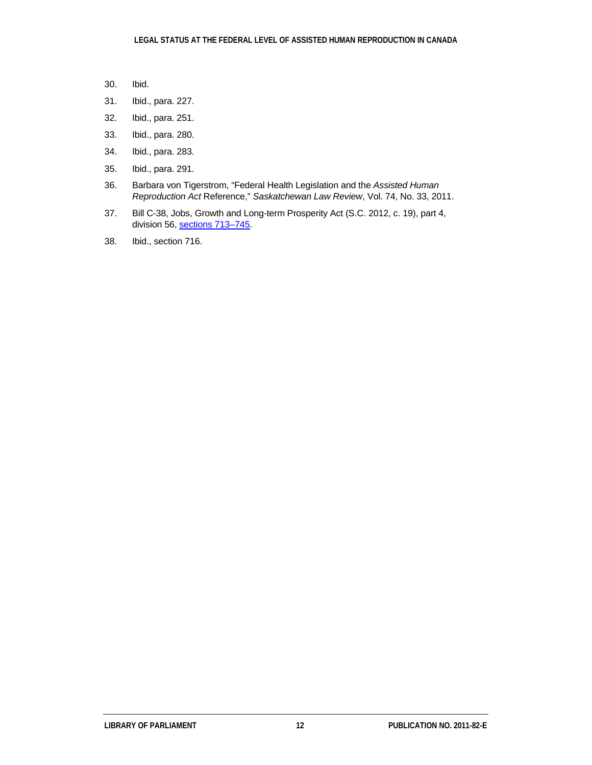30. Ibid.
31. Ibid., para. 227.
32. Ibid., para. 251.
33. Ibid., para. 280.
34. Ibid., para. 283.
35. Ibid., para. 291.
36. Barbara von Tigerstrom, "Federal Health Legislation and the *Assisted Human Reproduction Act* Reference," *Saskatchewan Law Review*, Vol. 74, No. 33, 2011.
37. Bill C-38, Jobs, Growth and Long-term Prosperity Act (S.C. 2012, c. 19), part 4, division 56, sections 713–745.
38. Ibid., section 716.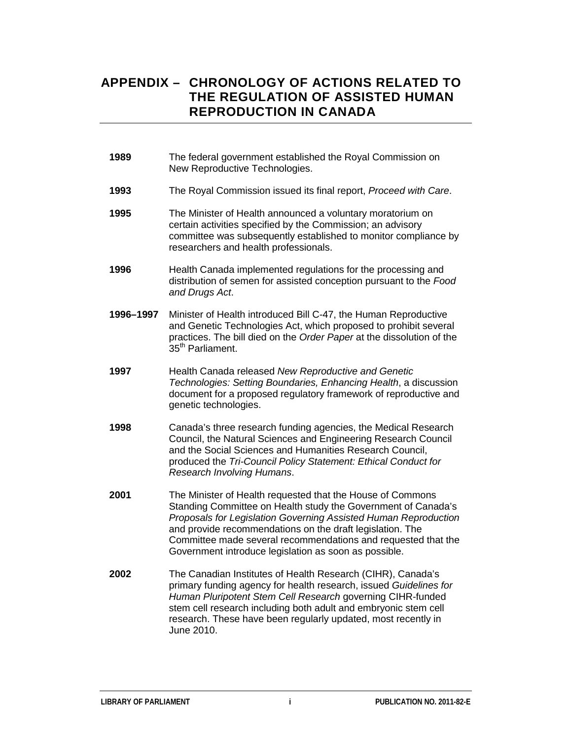# APPENDIX – CHRONOLOGY OF ACTIONS RELATED TO THE REGULATION OF ASSISTED HUMAN REPRODUCTION IN CANADA

**1989** The federal government established the Royal Commission on New Reproductive Technologies.

**1993** The Royal Commission issued its final report, *Proceed with Care*.

**1995** The Minister of Health announced a voluntary moratorium on certain activities specified by the Commission; an advisory committee was subsequently established to monitor compliance by researchers and health professionals.

**1996** Health Canada implemented regulations for the processing and distribution of semen for assisted conception pursuant to the *Food and Drugs Act*.

**1996–1997** Minister of Health introduced Bill C-47, the Human Reproductive and Genetic Technologies Act, which proposed to prohibit several practices. The bill died on the *Order Paper* at the dissolution of the 35th Parliament.

**1997** Health Canada released *New Reproductive and Genetic Technologies: Setting Boundaries, Enhancing Health*, a discussion document for a proposed regulatory framework of reproductive and genetic technologies.

**1998** Canada's three research funding agencies, the Medical Research Council, the Natural Sciences and Engineering Research Council and the Social Sciences and Humanities Research Council, produced the *Tri-Council Policy Statement: Ethical Conduct for Research Involving Humans*.

**2001** The Minister of Health requested that the House of Commons Standing Committee on Health study the Government of Canada's *Proposals for Legislation Governing Assisted Human Reproduction* and provide recommendations on the draft legislation. The Committee made several recommendations and requested that the Government introduce legislation as soon as possible.

**2002** The Canadian Institutes of Health Research (CIHR), Canada's primary funding agency for health research, issued *Guidelines for Human Pluripotent Stem Cell Research* governing CIHR-funded stem cell research including both adult and embryonic stem cell research. These have been regularly updated, most recently in June 2010.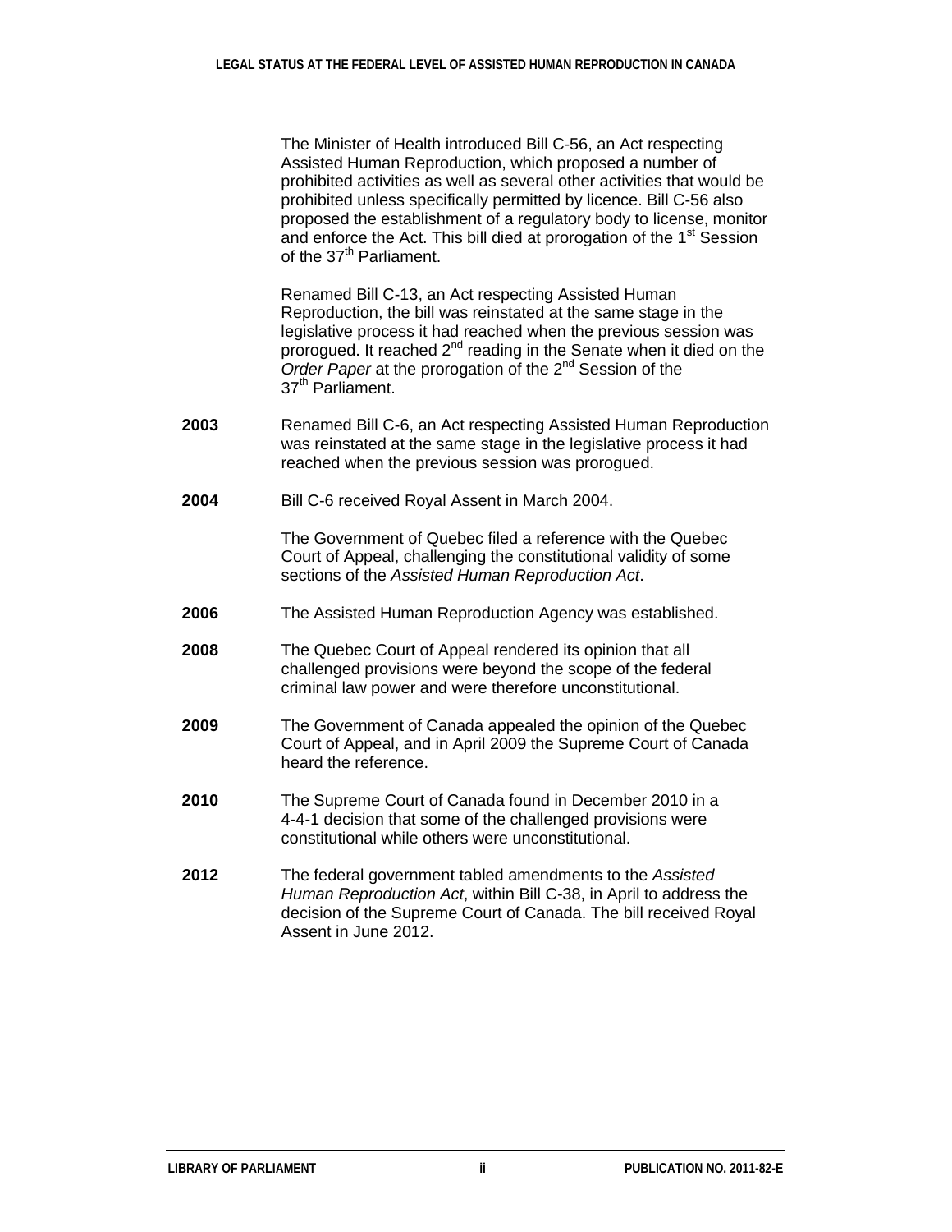The Minister of Health introduced Bill C-56, an Act respecting Assisted Human Reproduction, which proposed a number of prohibited activities as well as several other activities that would be prohibited unless specifically permitted by licence. Bill C-56 also proposed the establishment of a regulatory body to license, monitor and enforce the Act. This bill died at prorogation of the 1st Session of the 37th Parliament.

Renamed Bill C-13, an Act respecting Assisted Human Reproduction, the bill was reinstated at the same stage in the legislative process it had reached when the previous session was prorogued. It reached 2nd reading in the Senate when it died on the *Order Paper* at the prorogation of the 2nd Session of the 37th Parliament.

**2003** Renamed Bill C-6, an Act respecting Assisted Human Reproduction was reinstated at the same stage in the legislative process it had reached when the previous session was prorogued.

**2004** Bill C-6 received Royal Assent in March 2004.

The Government of Quebec filed a reference with the Quebec Court of Appeal, challenging the constitutional validity of some sections of the *Assisted Human Reproduction Act*.

**2006** The Assisted Human Reproduction Agency was established.

**2008** The Quebec Court of Appeal rendered its opinion that all challenged provisions were beyond the scope of the federal criminal law power and were therefore unconstitutional.

**2009** The Government of Canada appealed the opinion of the Quebec Court of Appeal, and in April 2009 the Supreme Court of Canada heard the reference.

**2010** The Supreme Court of Canada found in December 2010 in a 4-4-1 decision that some of the challenged provisions were constitutional while others were unconstitutional.

**2012** The federal government tabled amendments to the *Assisted Human Reproduction Act*, within Bill C-38, in April to address the decision of the Supreme Court of Canada. The bill received Royal Assent in June 2012.